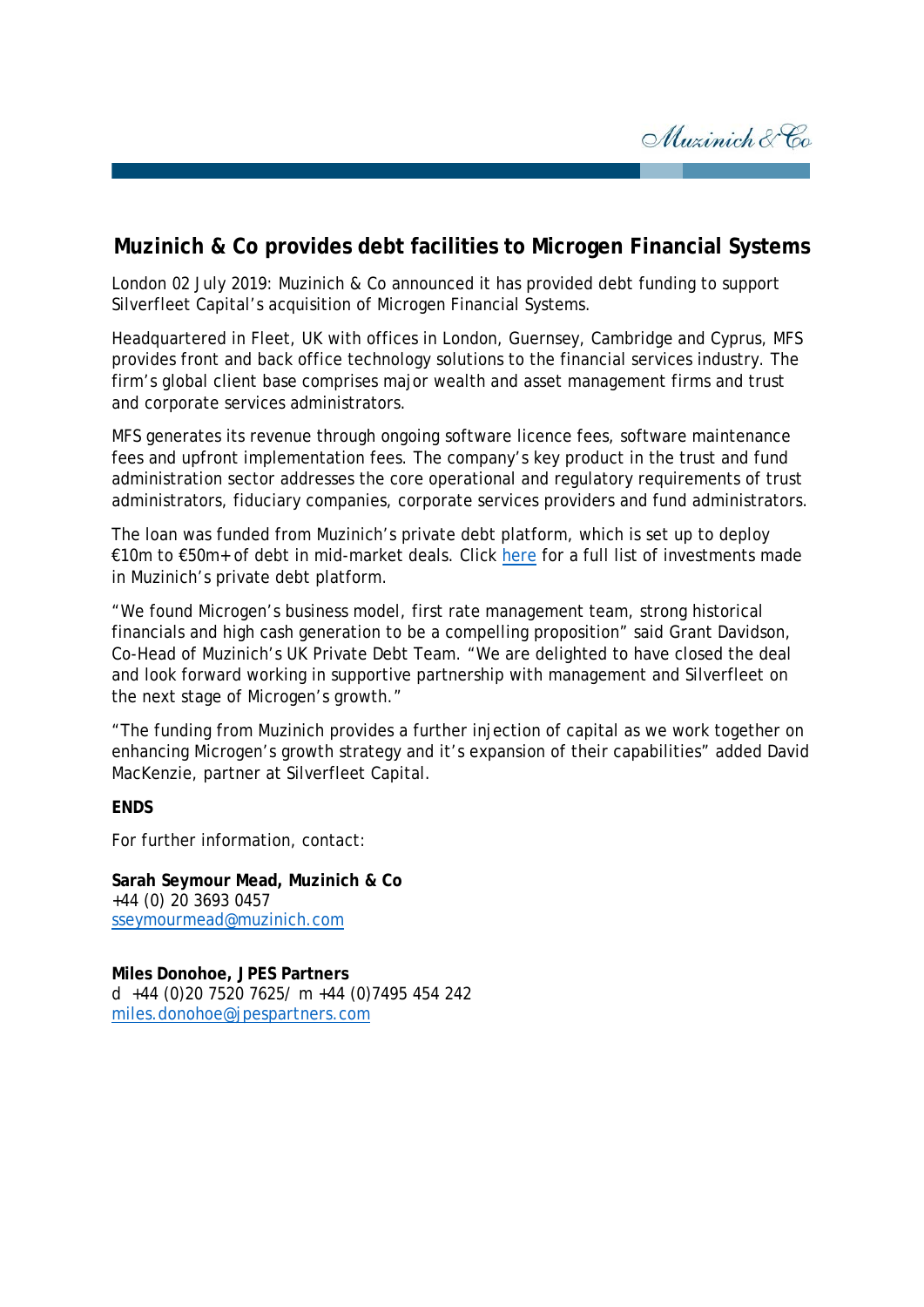Muzinich & Co

# Muzinich & Co provides debt facilities to Microgen Financial Systems

London 02 July 2019: Muzinich & Co announced it has provided debt funding to support Silverfleet Capital's acquisition of Microgen Financial Systems.

Headquartered in Fleet, UK with offices in London, Guernsey, Cambridge and Cyprus, MFS provides front and back office technology solutions to the financial services industry. The firm's global client base comprises major wealth and asset management firms and trust and corporate services administrators.

MFS generates its revenue through ongoing software licence fees, software maintenance fees and upfront implementation fees. The company's key product in the trust and fund administration sector addresses the core operational and regulatory requirements of trust administrators, fiduciary companies, corporate services providers and fund administrators.

The loan was funded from Muzinich's private debt platform, which is set up to deploy €10m to €50m+ of debt in mid-market deals. Click [here]() for a full list of investments made in Muzinich's private debt platform.

"We found Microgen's business model, first rate management team, strong historical financials and high cash generation to be a compelling proposition" said Grant Davidson, Co-Head of Muzinich's UK Private Debt Team. "We are delighted to have closed the deal and look forward working in supportive partnership with management and Silverfleet on the next stage of Microgen's growth."

"The funding from Muzinich provides a further injection of capital as we work together on enhancing Microgen's growth strategy and it's expansion of their capabilities" added David MacKenzie, partner at Silverfleet Capital.

**ENDS**

For further information, contact:

**Sarah Seymour Mead, Muzinich & Co**
+44 (0) 20 3693 0457
sseymourmead@muzinich.com

**Miles Donohoe, JPES Partners**
d +44 (0)20 7520 7625/ m +44 (0)7495 454 242
miles.donohoe@jpespartners.com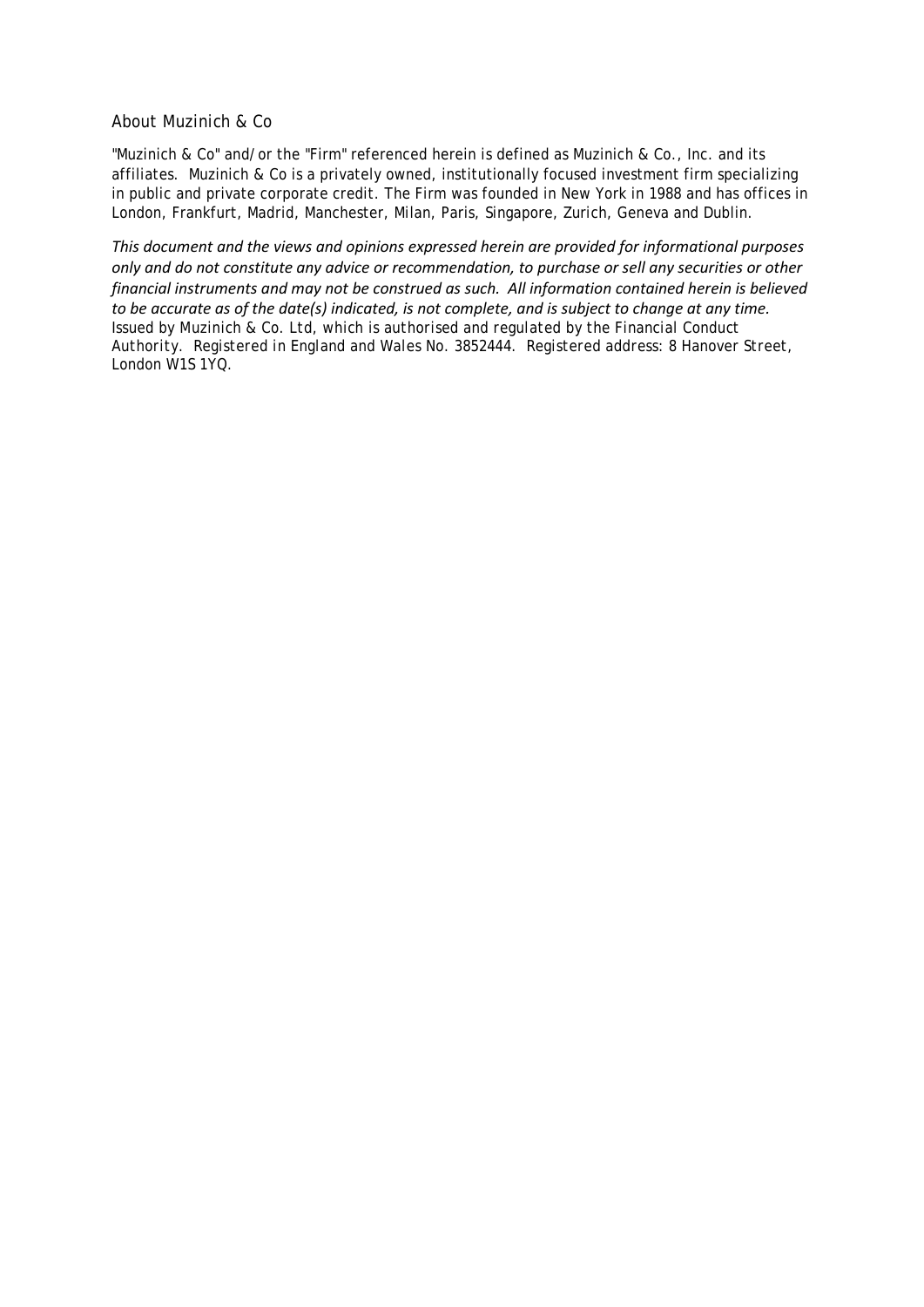## About Muzinich & Co

"Muzinich & Co" and/or the "Firm" referenced herein is defined as Muzinich & Co., Inc. and its affiliates. Muzinich & Co is a privately owned, institutionally focused investment firm specializing in public and private corporate credit. The Firm was founded in New York in 1988 and has offices in London, Frankfurt, Madrid, Manchester, Milan, Paris, Singapore, Zurich, Geneva and Dublin.

*This document and the views and opinions expressed herein are provided for informational purposes only and do not constitute any advice or recommendation, to purchase or sell any securities or other financial instruments and may not be construed as such. All information contained herein is believed to be accurate as of the date(s) indicated, is not complete, and is subject to change at any time.* Issued by Muzinich & Co. Ltd, which is authorised and regulated by the Financial Conduct Authority. Registered in England and Wales No. 3852444. Registered address: 8 Hanover Street, London W1S 1YQ.